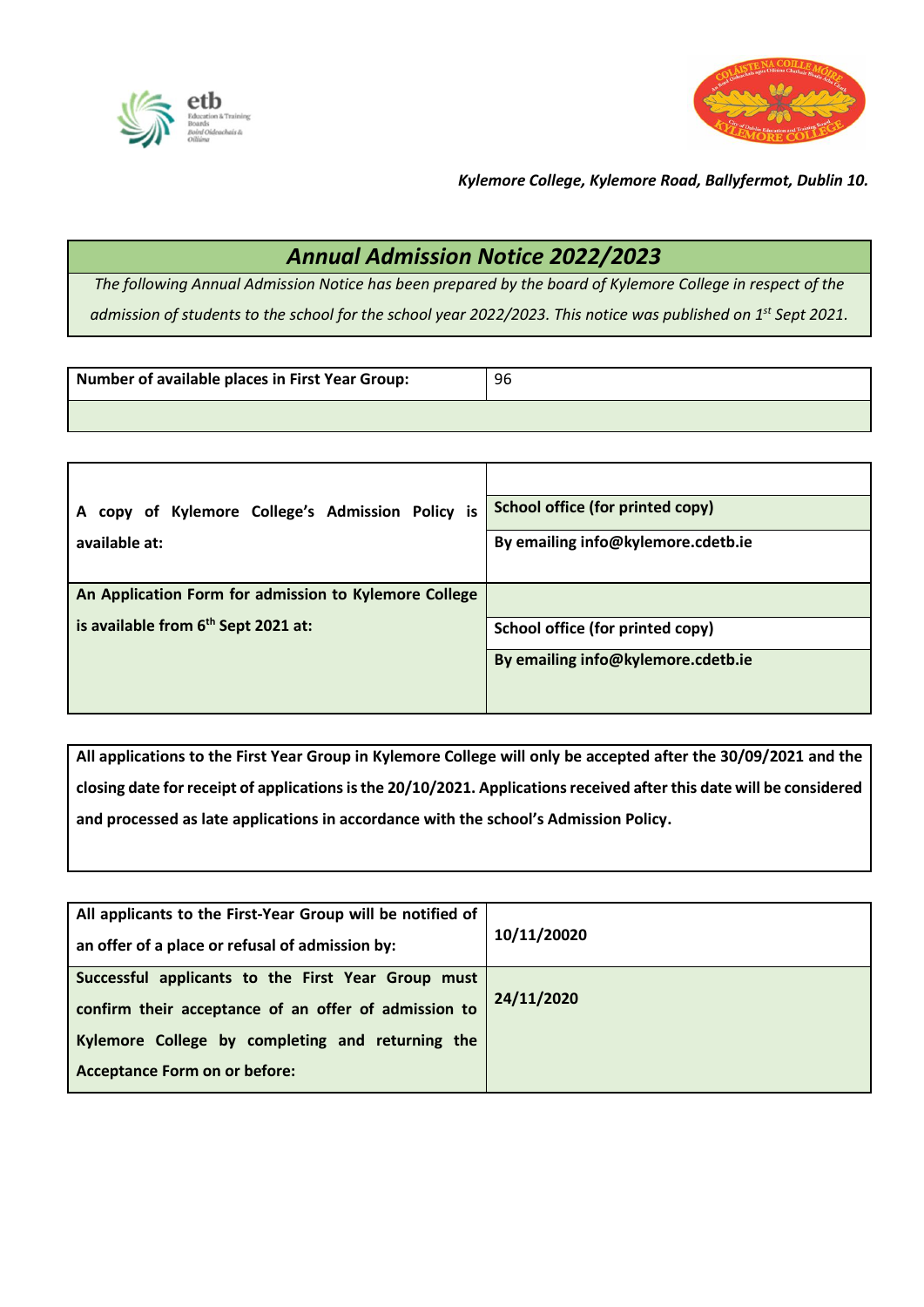*Kylemore College, Kylemore Road, Ballyfermot, Dublin 10.*

# *Annual Admission Notice 2022/2023*

*The following Annual Admission Notice has been prepared by the board of Kylemore College in respect of the admission of students to the school for the school year 2022/2023. This notice was published on 1st Sept 2021.*

| **Number of available places in First Year Group:** | 96 |
|---|---|

| | |
|---|---|
| **A copy of Kylemore College's Admission Policy is available at:** | **School office (for printed copy)**<br>**By emailing info@kylemore.cdetb.ie** |
| **An Application Form for admission to Kylemore College is available from 6th Sept 2021 at:** | **School office (for printed copy)**<br>**By emailing info@kylemore.cdetb.ie** |

**All applications to the First Year Group in Kylemore College will only be accepted after the 30/09/2021 and the closing date for receipt of applications is the 20/10/2021. Applications received after this date will be considered and processed as late applications in accordance with the school's Admission Policy.**

| | |
|---|---|
| **All applicants to the First-Year Group will be notified of an offer of a place or refusal of admission by:** | **10/11/20020** |
| **Successful applicants to the First Year Group must confirm their acceptance of an offer of admission to Kylemore College by completing and returning the Acceptance Form on or before:** | **24/11/2020** |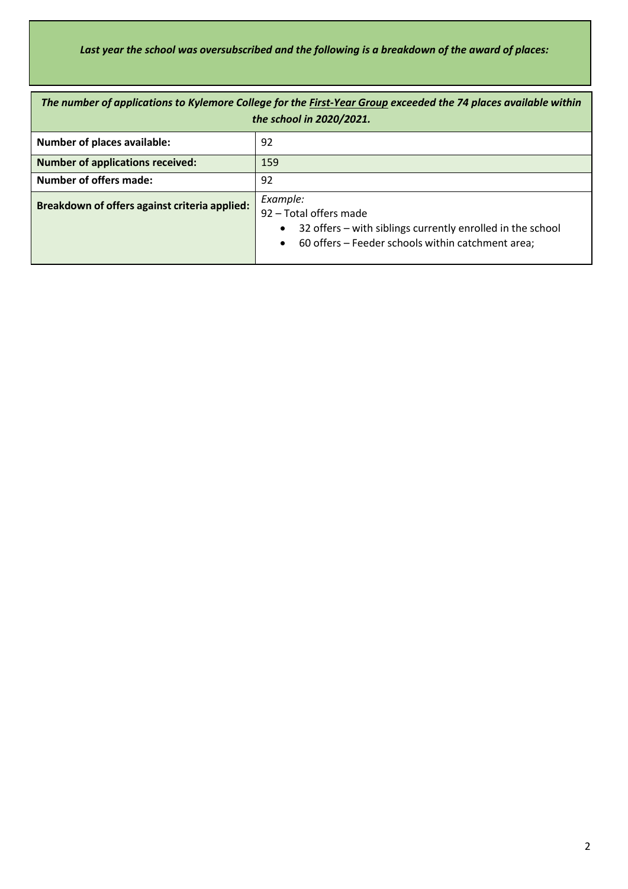*Last year the school was oversubscribed and the following is a breakdown of the award of places:*

| *The number of applications to Kylemore College for the First-Year Group exceeded the 74 places available within the school in 2020/2021.* | |
|---|---|
| **Number of places available:** | 92 |
| **Number of applications received:** | 159 |
| **Number of offers made:** | 92 |
| **Breakdown of offers against criteria applied:** | *Example:*<br>92 – Total offers made<br>• 32 offers – with siblings currently enrolled in the school<br>• 60 offers – Feeder schools within catchment area; |